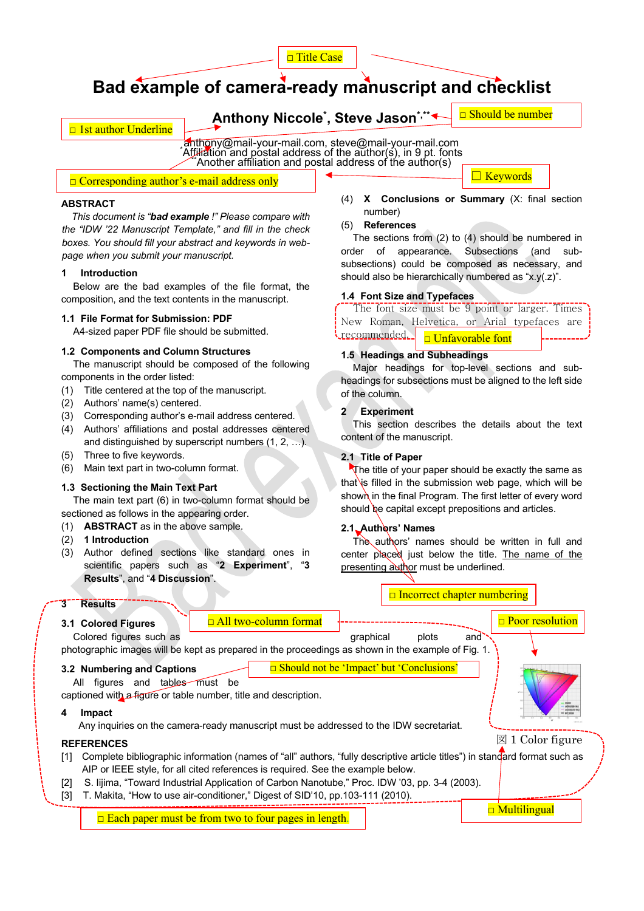□ Title Case

# Bad example of camera-ready manuscript and checklist

**Anthony Niccole*, Steve Jason*,****

□ 1st author Underline

□ Should be number

anthony@mail-your-mail.com, steve@mail-your-mail.com

*Affiliation and postal address of the author(s), in 9 pt. fonts

**Another affiliation and postal address of the author(s)

□ Corresponding author's e-mail address only

□ Keywords

## ABSTRACT

*This document is "**bad example** !" Please compare with the "IDW '22 Manuscript Template," and fill in the check boxes. You should fill your abstract and keywords in web-page when you submit your manuscript.*

## 1 Introduction

Below are the bad examples of the file format, the composition, and the text contents in the manuscript.

### 1.1 File Format for Submission: PDF

A4-sized paper PDF file should be submitted.

### 1.2 Components and Column Structures

The manuscript should be composed of the following components in the order listed:

(1) Title centered at the top of the manuscript.
(2) Authors' name(s) centered.
(3) Corresponding author's e-mail address centered.
(4) Authors' affiliations and postal addresses centered and distinguished by superscript numbers (1, 2, …).
(5) Three to five keywords.
(6) Main text part in two-column format.

### 1.3 Sectioning the Main Text Part

The main text part (6) in two-column format should be sectioned as follows in the appearing order.

(1) **ABSTRACT** as in the above sample.
(2) **1 Introduction**
(3) Author defined sections like standard ones in scientific papers such as "**2 Experiment**", "**3 Results**", and "**4 Discussion**".
(4) **X Conclusions or Summary** (X: final section number)
(5) **References**

The sections from (2) to (4) should be numbered in order of appearance. Subsections (and sub-subsections) could be composed as necessary, and should also be hierarchically numbered as "x.y(.z)".

### 1.4 Font Size and Typefaces

The font size must be 9 point or larger. Times New Roman, Helvetica, or Arial typefaces are recommended.

□ Unfavorable font

### 1.5 Headings and Subheadings

Major headings for top-level sections and sub-headings for subsections must be aligned to the left side of the column.

## 2 Experiment

This section describes the details about the text content of the manuscript.

### 2.1 Title of Paper

The title of your paper should be exactly the same as that is filled in the submission web page, which will be shown in the final Program. The first letter of every word should be capital except prepositions and articles.

### 2.1 Authors' Names

The authors' names should be written in full and center placed just below the title. <u>The name of the presenting author</u> must be underlined.

□ Incorrect chapter numbering

## 3 Results

□ All two-column format

□ Poor resolution

### 3.1 Colored Figures

Colored figures such as graphical plots and photographic images will be kept as prepared in the proceedings as shown in the example of Fig. 1.

### 3.2 Numbering and Captions

□ Should not be 'Impact' but 'Conclusions'

All figures and tables must be captioned with a figure or table number, title and description.

## 4 Impact

Any inquiries on the camera-ready manuscript must be addressed to the IDW secretariat.

図 1 Color figure

## REFERENCES

[1] Complete bibliographic information (names of "all" authors, "fully descriptive article titles") in standard format such as AIP or IEEE style, for all cited references is required. See the example below.

[2] S. Iijima, "Toward Industrial Application of Carbon Nanotube," Proc. IDW '03, pp. 3-4 (2003).

[3] T. Makita, "How to use air-conditioner," Digest of SID'10, pp.103-111 (2010).

□ Each paper must be from two to four pages in length.

□ Multilingual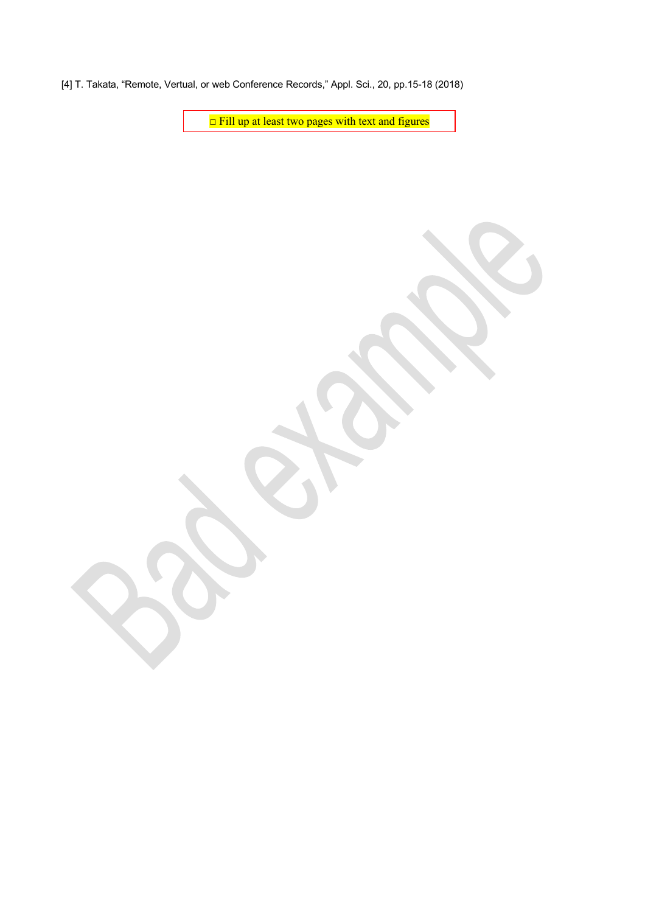[4] T. Takata, “Remote, Vertual, or web Conference Records,” Appl. Sci., 20, pp.15-18 (2018)

□ Fill up at least two pages with text and figures

Bad example